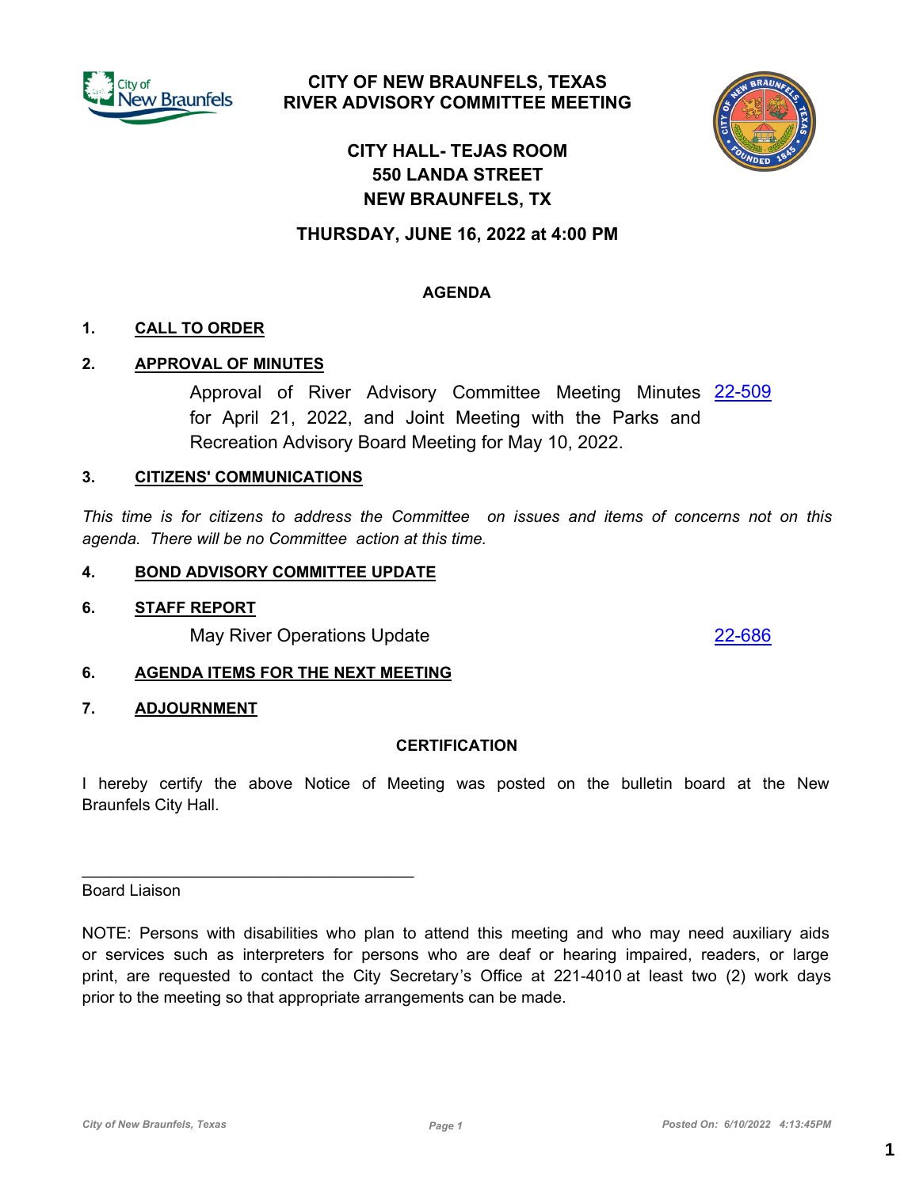# CITY OF NEW BRAUNFELS, TEXAS
## RIVER ADVISORY COMMITTEE MEETING

**CITY HALL- TEJAS ROOM**
**550 LANDA STREET**
**NEW BRAUNFELS, TX**

**THURSDAY, JUNE 16, 2022 at 4:00 PM**

## AGENDA

**1. CALL TO ORDER**

**2. APPROVAL OF MINUTES**

Approval of River Advisory Committee Meeting Minutes for April 21, 2022, and Joint Meeting with the Parks and Recreation Advisory Board Meeting for May 10, 2022. 22-509

**3. CITIZENS' COMMUNICATIONS**

*This time is for citizens to address the Committee on issues and items of concerns not on this agenda. There will be no Committee action at this time.*

**4. BOND ADVISORY COMMITTEE UPDATE**

**6. STAFF REPORT**

May River Operations Update 22-686

**6. AGENDA ITEMS FOR THE NEXT MEETING**

**7. ADJOURNMENT**

## CERTIFICATION

I hereby certify the above Notice of Meeting was posted on the bulletin board at the New Braunfels City Hall.

_____________________________________

Board Liaison

NOTE: Persons with disabilities who plan to attend this meeting and who may need auxiliary aids or services such as interpreters for persons who are deaf or hearing impaired, readers, or large print, are requested to contact the City Secretary's Office at 221-4010 at least two (2) work days prior to the meeting so that appropriate arrangements can be made.

Posted On: 6/10/2022 4:13:45PM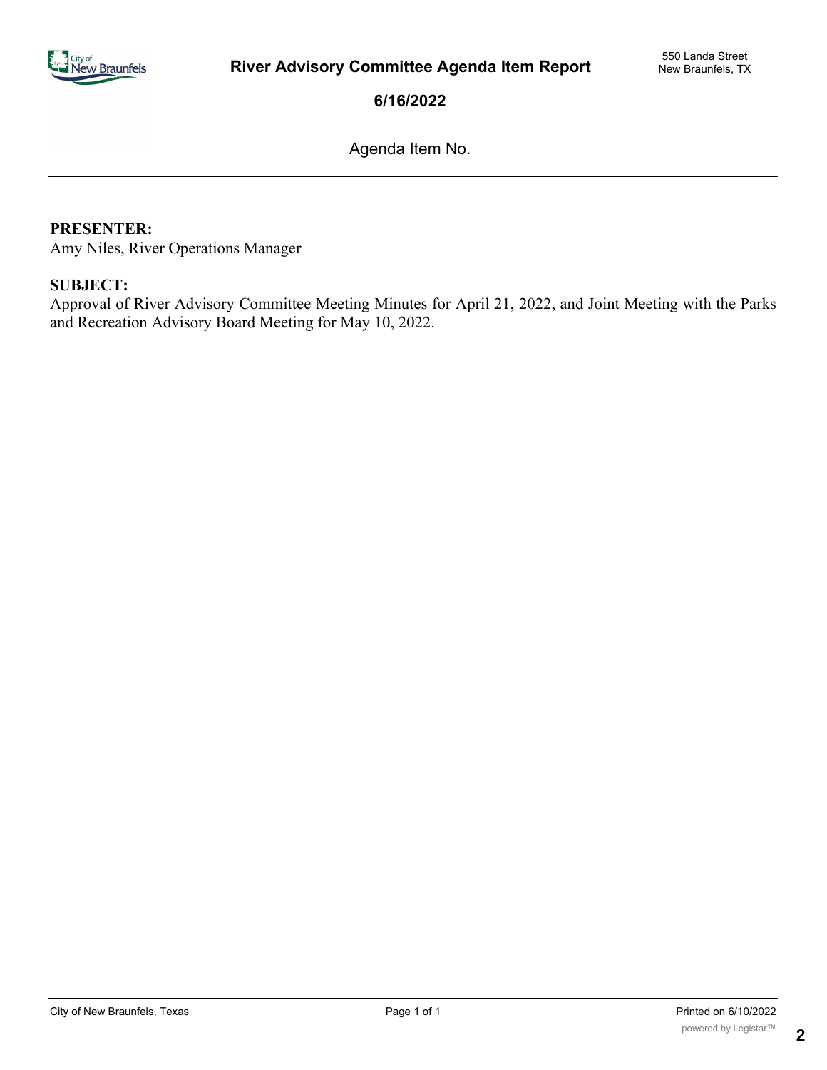# River Advisory Committee Agenda Item Report

550 Landa Street
New Braunfels, TX

**6/16/2022**

Agenda Item No.

---

**PRESENTER:**
Amy Niles, River Operations Manager

**SUBJECT:**
Approval of River Advisory Committee Meeting Minutes for April 21, 2022, and Joint Meeting with the Parks and Recreation Advisory Board Meeting for May 10, 2022.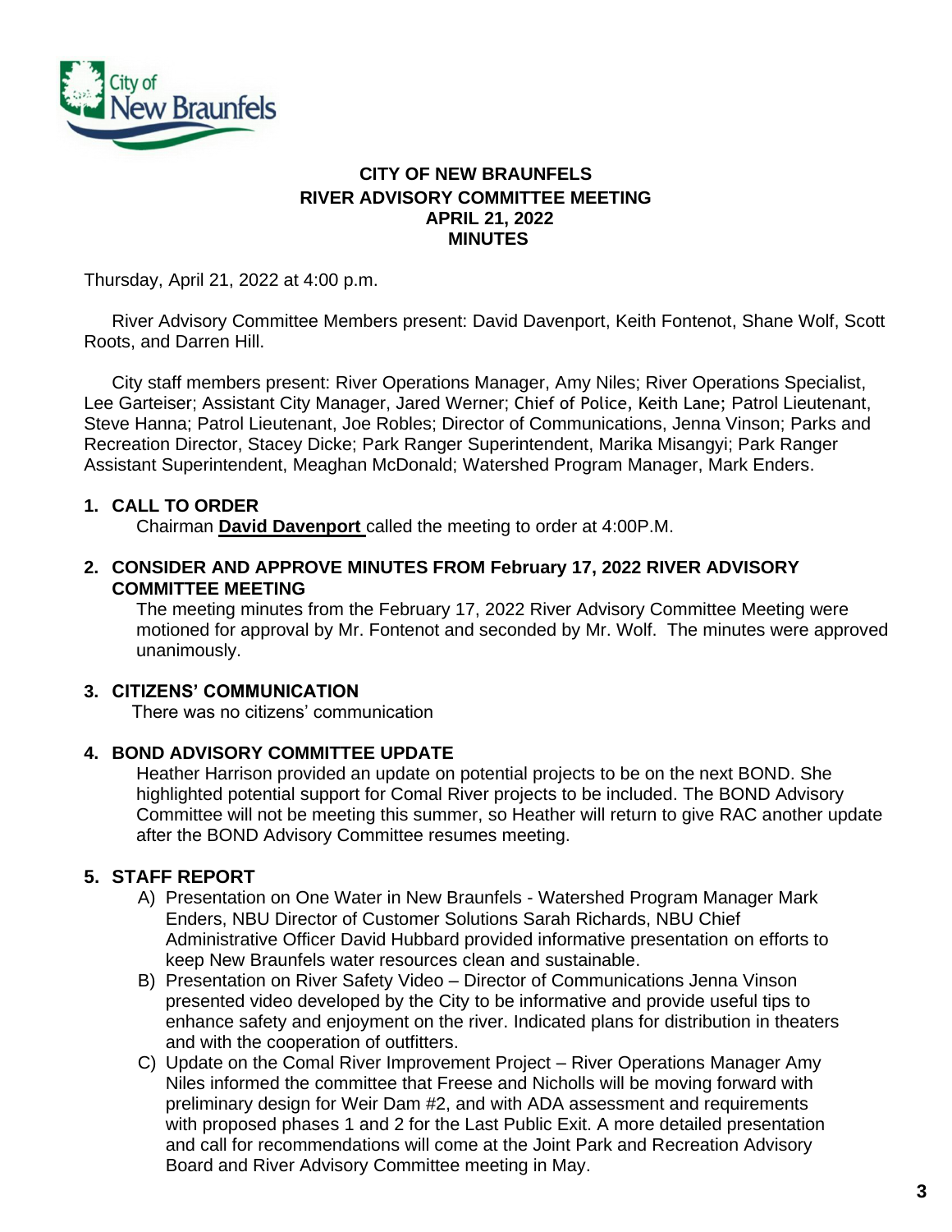**CITY OF NEW BRAUNFELS**
**RIVER ADVISORY COMMITTEE MEETING**
**APRIL 21, 2022**
**MINUTES**

Thursday, April 21, 2022 at 4:00 p.m.

River Advisory Committee Members present: David Davenport, Keith Fontenot, Shane Wolf, Scott Roots, and Darren Hill.

City staff members present: River Operations Manager, Amy Niles; River Operations Specialist, Lee Garteiser; Assistant City Manager, Jared Werner; Chief of Police, Keith Lane; Patrol Lieutenant, Steve Hanna; Patrol Lieutenant, Joe Robles; Director of Communications, Jenna Vinson; Parks and Recreation Director, Stacey Dicke; Park Ranger Superintendent, Marika Misangyi; Park Ranger Assistant Superintendent, Meaghan McDonald; Watershed Program Manager, Mark Enders.

**1. CALL TO ORDER**

Chairman **David Davenport** called the meeting to order at 4:00P.M.

**2. CONSIDER AND APPROVE MINUTES FROM February 17, 2022 RIVER ADVISORY COMMITTEE MEETING**

The meeting minutes from the February 17, 2022 River Advisory Committee Meeting were motioned for approval by Mr. Fontenot and seconded by Mr. Wolf. The minutes were approved unanimously.

**3. CITIZENS' COMMUNICATION**

There was no citizens' communication

**4. BOND ADVISORY COMMITTEE UPDATE**

Heather Harrison provided an update on potential projects to be on the next BOND. She highlighted potential support for Comal River projects to be included. The BOND Advisory Committee will not be meeting this summer, so Heather will return to give RAC another update after the BOND Advisory Committee resumes meeting.

**5. STAFF REPORT**

A) Presentation on One Water in New Braunfels - Watershed Program Manager Mark Enders, NBU Director of Customer Solutions Sarah Richards, NBU Chief Administrative Officer David Hubbard provided informative presentation on efforts to keep New Braunfels water resources clean and sustainable.

B) Presentation on River Safety Video – Director of Communications Jenna Vinson presented video developed by the City to be informative and provide useful tips to enhance safety and enjoyment on the river. Indicated plans for distribution in theaters and with the cooperation of outfitters.

C) Update on the Comal River Improvement Project – River Operations Manager Amy Niles informed the committee that Freese and Nicholls will be moving forward with preliminary design for Weir Dam #2, and with ADA assessment and requirements with proposed phases 1 and 2 for the Last Public Exit. A more detailed presentation and call for recommendations will come at the Joint Park and Recreation Advisory Board and River Advisory Committee meeting in May.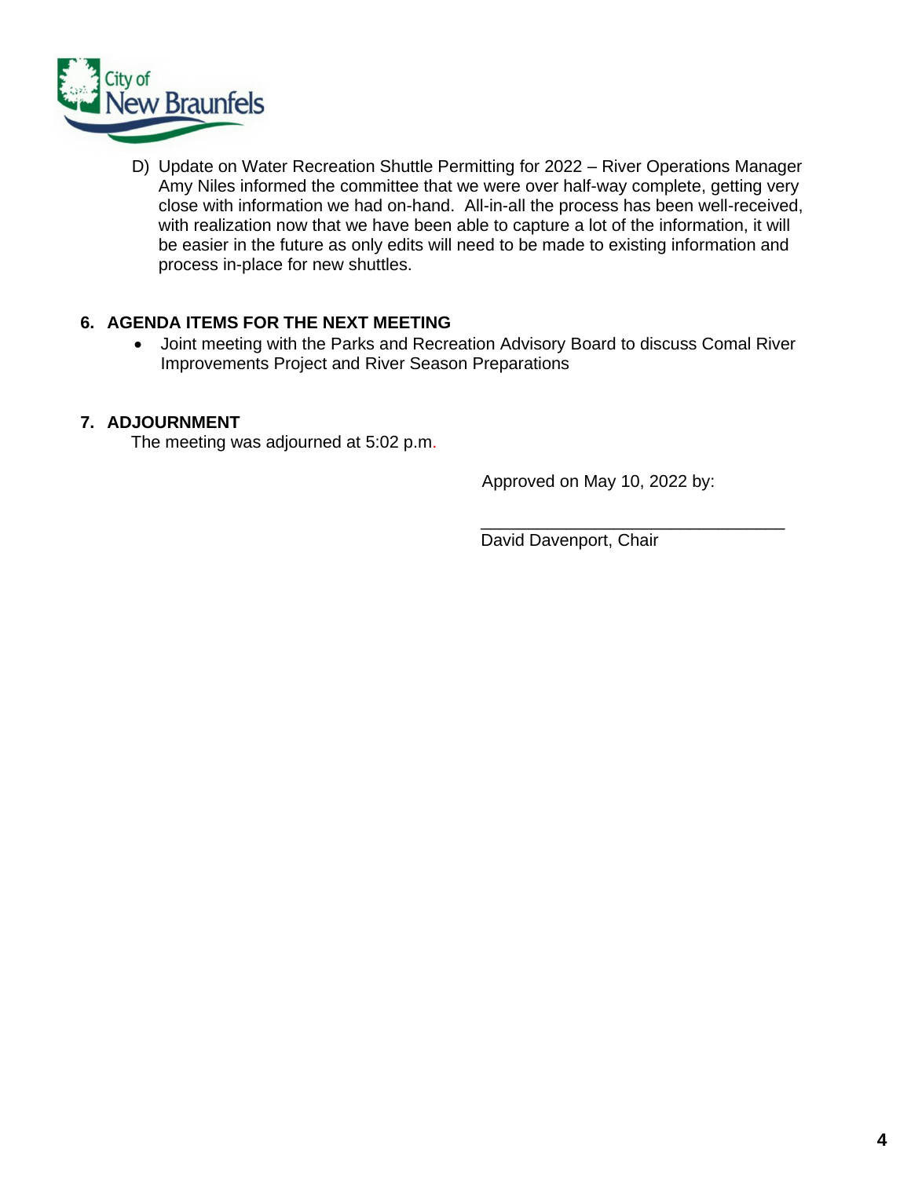D) Update on Water Recreation Shuttle Permitting for 2022 – River Operations Manager Amy Niles informed the committee that we were over half-way complete, getting very close with information we had on-hand. All-in-all the process has been well-received, with realization now that we have been able to capture a lot of the information, it will be easier in the future as only edits will need to be made to existing information and process in-place for new shuttles.

## 6. AGENDA ITEMS FOR THE NEXT MEETING

- Joint meeting with the Parks and Recreation Advisory Board to discuss Comal River Improvements Project and River Season Preparations

## 7. ADJOURNMENT

The meeting was adjourned at 5:02 p.m.

Approved on May 10, 2022 by:

_________________________________
David Davenport, Chair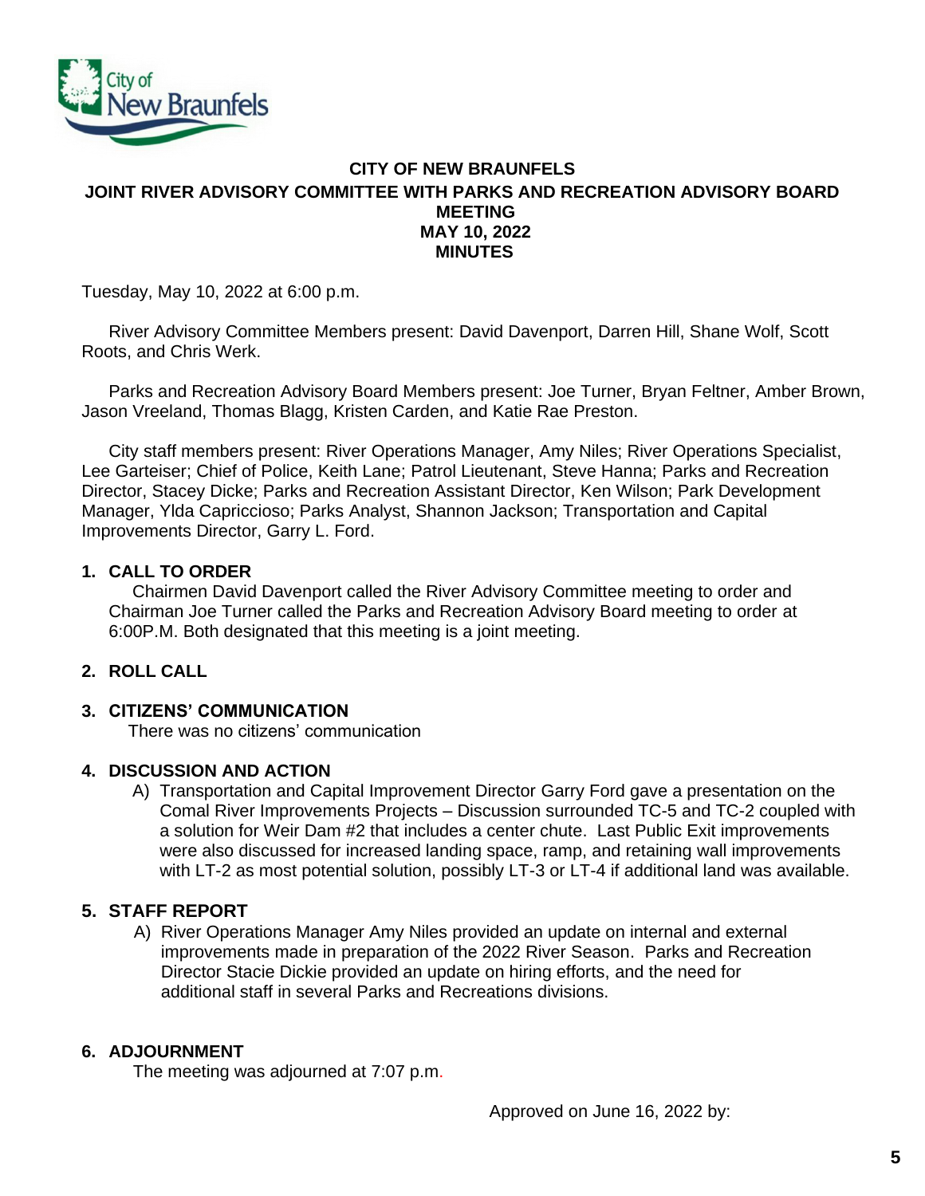# CITY OF NEW BRAUNFELS

## JOINT RIVER ADVISORY COMMITTEE WITH PARKS AND RECREATION ADVISORY BOARD MEETING

## MAY 10, 2022

## MINUTES

Tuesday, May 10, 2022 at 6:00 p.m.

River Advisory Committee Members present: David Davenport, Darren Hill, Shane Wolf, Scott Roots, and Chris Werk.

Parks and Recreation Advisory Board Members present: Joe Turner, Bryan Feltner, Amber Brown, Jason Vreeland, Thomas Blagg, Kristen Carden, and Katie Rae Preston.

City staff members present: River Operations Manager, Amy Niles; River Operations Specialist, Lee Garteiser; Chief of Police, Keith Lane; Patrol Lieutenant, Steve Hanna; Parks and Recreation Director, Stacey Dicke; Parks and Recreation Assistant Director, Ken Wilson; Park Development Manager, Ylda Capriccioso; Parks Analyst, Shannon Jackson; Transportation and Capital Improvements Director, Garry L. Ford.

### 1. CALL TO ORDER

Chairmen David Davenport called the River Advisory Committee meeting to order and Chairman Joe Turner called the Parks and Recreation Advisory Board meeting to order at 6:00P.M. Both designated that this meeting is a joint meeting.

### 2. ROLL CALL

### 3. CITIZENS' COMMUNICATION

There was no citizens' communication

### 4. DISCUSSION AND ACTION

A) Transportation and Capital Improvement Director Garry Ford gave a presentation on the Comal River Improvements Projects – Discussion surrounded TC-5 and TC-2 coupled with a solution for Weir Dam #2 that includes a center chute. Last Public Exit improvements were also discussed for increased landing space, ramp, and retaining wall improvements with LT-2 as most potential solution, possibly LT-3 or LT-4 if additional land was available.

### 5. STAFF REPORT

A) River Operations Manager Amy Niles provided an update on internal and external improvements made in preparation of the 2022 River Season. Parks and Recreation Director Stacie Dickie provided an update on hiring efforts, and the need for additional staff in several Parks and Recreations divisions.

### 6. ADJOURNMENT

The meeting was adjourned at 7:07 p.m.

Approved on June 16, 2022 by: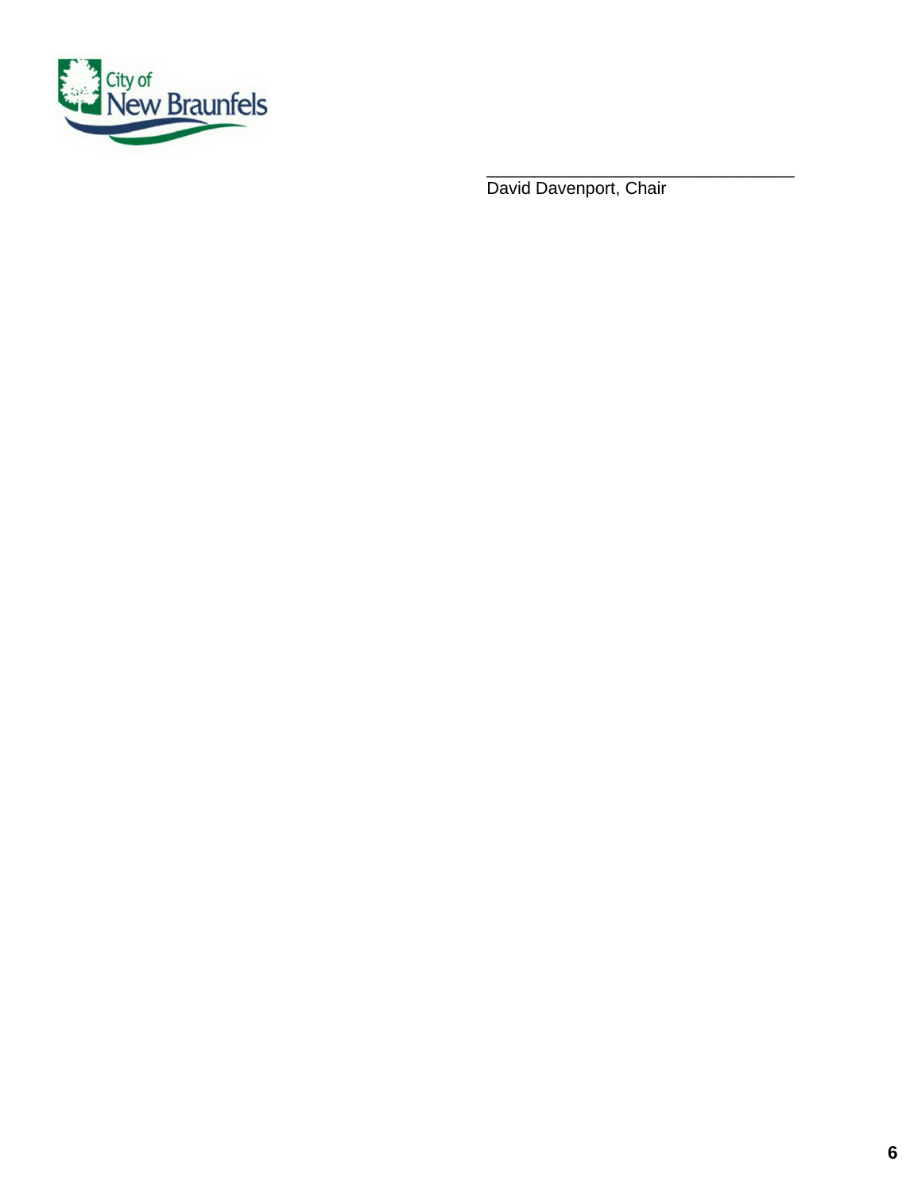\_\_\_\_\_\_\_\_\_\_\_\_\_\_\_\_\_\_\_\_\_\_\_\_\_\_\_\_\_\_\_\_\_\_

David Davenport, Chair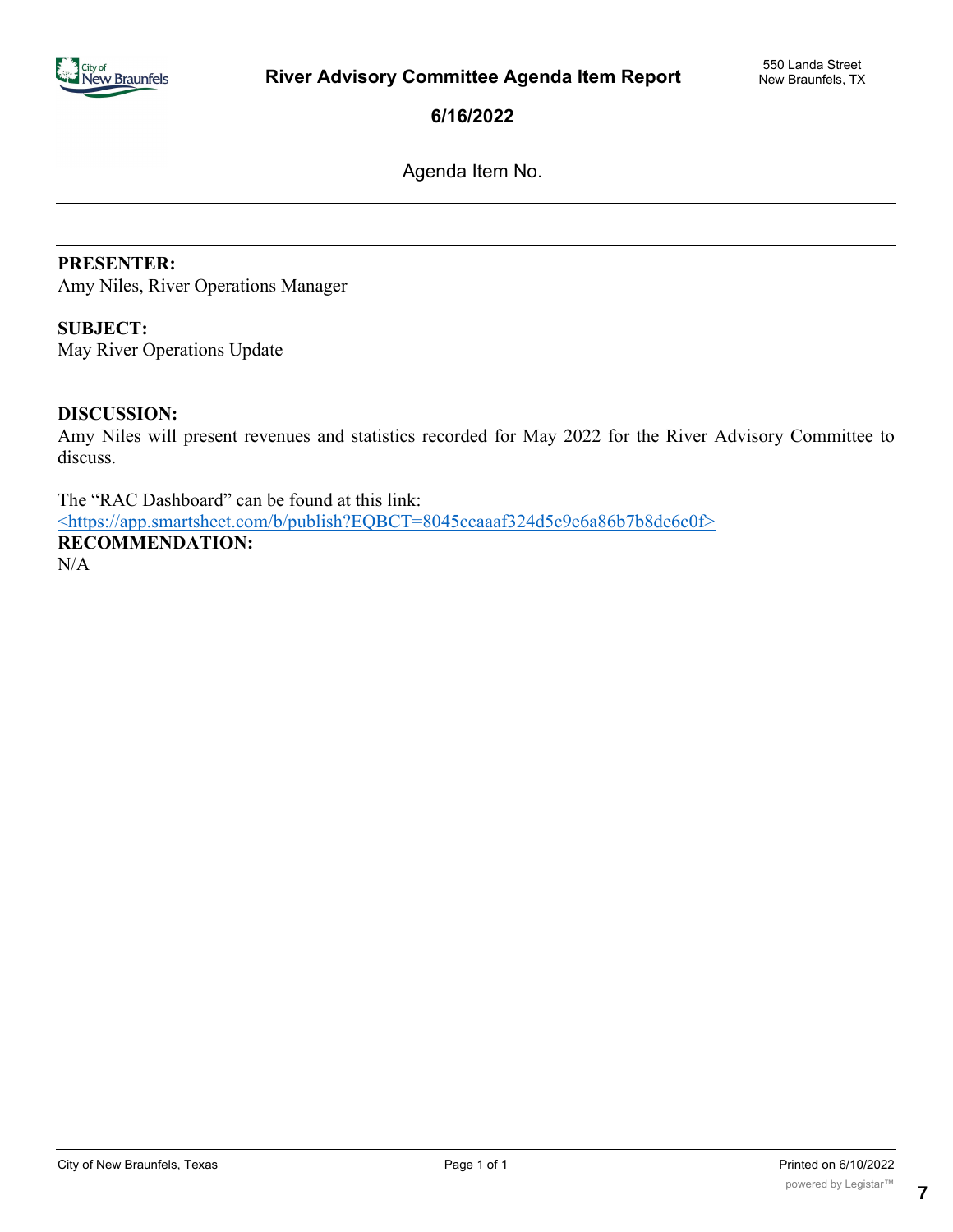# River Advisory Committee Agenda Item Report

550 Landa Street
New Braunfels, TX

**6/16/2022**

Agenda Item No.

---

**PRESENTER:**
Amy Niles, River Operations Manager

**SUBJECT:**
May River Operations Update

**DISCUSSION:**
Amy Niles will present revenues and statistics recorded for May 2022 for the River Advisory Committee to discuss.

The "RAC Dashboard" can be found at this link:
<https://app.smartsheet.com/b/publish?EQBCT=8045ccaaaf324d5c9e6a86b7b8de6c0f>

**RECOMMENDATION:**
N/A